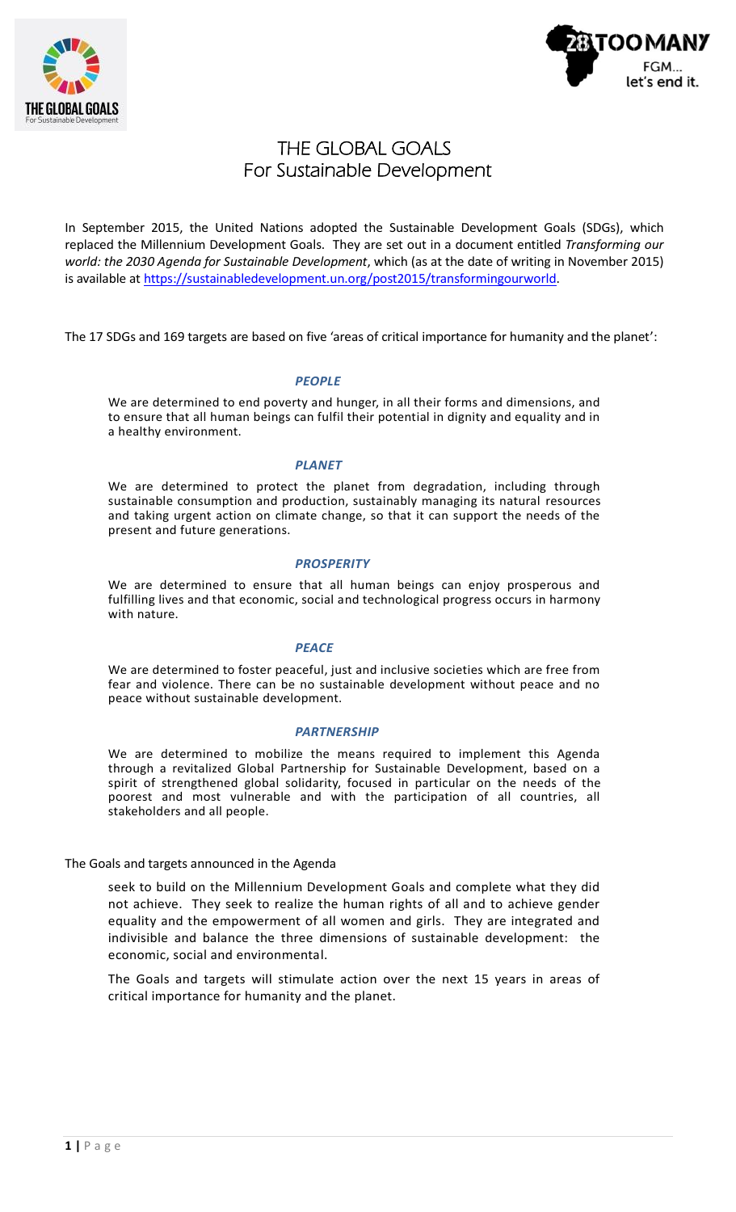# THE GLOBAL GOALS
## For Sustainable Development

In September 2015, the United Nations adopted the Sustainable Development Goals (SDGs), which replaced the Millennium Development Goals. They are set out in a document entitled *Transforming our world: the 2030 Agenda for Sustainable Development*, which (as at the date of writing in November 2015) is available at https://sustainabledevelopment.un.org/post2015/transformingourworld.

The 17 SDGs and 169 targets are based on five 'areas of critical importance for humanity and the planet':

> ***PEOPLE***
>
> We are determined to end poverty and hunger, in all their forms and dimensions, and to ensure that all human beings can fulfil their potential in dignity and equality and in a healthy environment.
>
> ***PLANET***
>
> We are determined to protect the planet from degradation, including through sustainable consumption and production, sustainably managing its natural resources and taking urgent action on climate change, so that it can support the needs of the present and future generations.
>
> ***PROSPERITY***
>
> We are determined to ensure that all human beings can enjoy prosperous and fulfilling lives and that economic, social and technological progress occurs in harmony with nature.
>
> ***PEACE***
>
> We are determined to foster peaceful, just and inclusive societies which are free from fear and violence. There can be no sustainable development without peace and no peace without sustainable development.
>
> ***PARTNERSHIP***
>
> We are determined to mobilize the means required to implement this Agenda through a revitalized Global Partnership for Sustainable Development, based on a spirit of strengthened global solidarity, focused in particular on the needs of the poorest and most vulnerable and with the participation of all countries, all stakeholders and all people.

The Goals and targets announced in the Agenda

> seek to build on the Millennium Development Goals and complete what they did not achieve. They seek to realize the human rights of all and to achieve gender equality and the empowerment of all women and girls. They are integrated and indivisible and balance the three dimensions of sustainable development: the economic, social and environmental.
>
> The Goals and targets will stimulate action over the next 15 years in areas of critical importance for humanity and the planet.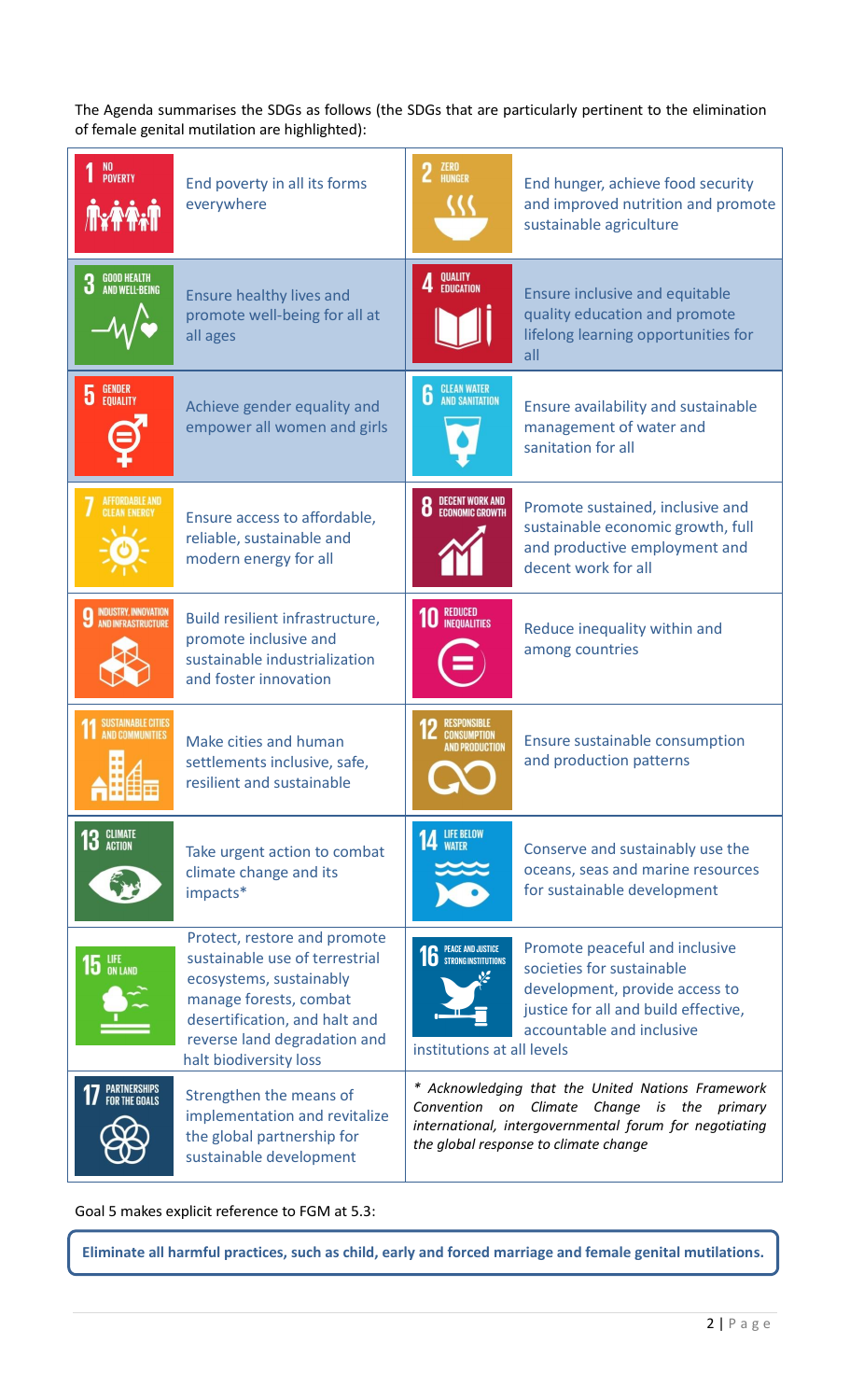The Agenda summarises the SDGs as follows (the SDGs that are particularly pertinent to the elimination of female genital mutilation are highlighted):

| | | | |
|---|---|---|---|
| 1 NO POVERTY | End poverty in all its forms everywhere | 2 ZERO HUNGER | End hunger, achieve food security and improved nutrition and promote sustainable agriculture |
| 3 GOOD HEALTH AND WELL-BEING | Ensure healthy lives and promote well-being for all at all ages | 4 QUALITY EDUCATION | Ensure inclusive and equitable quality education and promote lifelong learning opportunities for all |
| 5 GENDER EQUALITY | Achieve gender equality and empower all women and girls | 6 CLEAN WATER AND SANITATION | Ensure availability and sustainable management of water and sanitation for all |
| 7 AFFORDABLE AND CLEAN ENERGY | Ensure access to affordable, reliable, sustainable and modern energy for all | 8 DECENT WORK AND ECONOMIC GROWTH | Promote sustained, inclusive and sustainable economic growth, full and productive employment and decent work for all |
| 9 INDUSTRY, INNOVATION AND INFRASTRUCTURE | Build resilient infrastructure, promote inclusive and sustainable industrialization and foster innovation | 10 REDUCED INEQUALITIES | Reduce inequality within and among countries |
| 11 SUSTAINABLE CITIES AND COMMUNITIES | Make cities and human settlements inclusive, safe, resilient and sustainable | 12 RESPONSIBLE CONSUMPTION AND PRODUCTION | Ensure sustainable consumption and production patterns |
| 13 CLIMATE ACTION | Take urgent action to combat climate change and its impacts* | 14 LIFE BELOW WATER | Conserve and sustainably use the oceans, seas and marine resources for sustainable development |
| 15 LIFE ON LAND | Protect, restore and promote sustainable use of terrestrial ecosystems, sustainably manage forests, combat desertification, and halt and reverse land degradation and halt biodiversity loss | 16 PEACE AND JUSTICE STRONG INSTITUTIONS | Promote peaceful and inclusive societies for sustainable development, provide access to justice for all and build effective, accountable and inclusive institutions at all levels |
| 17 PARTNERSHIPS FOR THE GOALS | Strengthen the means of implementation and revitalize the global partnership for sustainable development | *\* Acknowledging that the United Nations Framework Convention on Climate Change is the primary international, intergovernmental forum for negotiating the global response to climate change* | |

Goal 5 makes explicit reference to FGM at 5.3:

**Eliminate all harmful practices, such as child, early and forced marriage and female genital mutilations.**